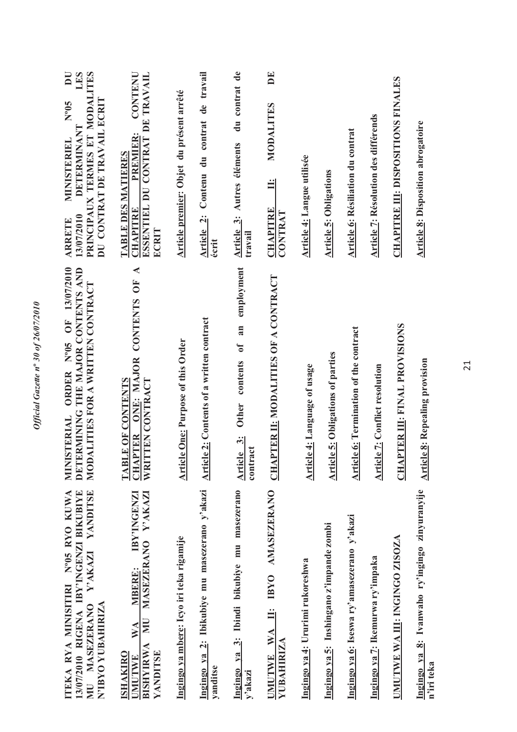**ITEKA RYA MINISITIRI N°05 RYO KUWA 13/07/2010 RIGENA IBY'INGENZI BIKUBIYE MU MASEZERANO Y'AKAZI YANDITSE N'IBYO YUBAHIRIZA**

**ISHAKIRO**

**UMUTWE WA MBERE: IBY'INGENZI BISHYIRWA MU MASEZERANO Y'AKAZI YANDITSE**

**Ingingo ya mbere: Icyo iri teka rigamije**

**Ingingo ya 2: Ibikubiye mu masezerano y'akazi yanditse**

**Ingingo ya 3: Ibindi bikubiye mu masezerano y'akazi**

**UMUTWE WA II: IBYO AMASEZERANO YUBAHIRIZA**

**Ingingo ya 4: Ururimi rukoreshwa**

**Ingingo ya 5: Inshingano z'impande zombi**

**Ingingo ya 6: Iseswa ry'amasezerano y'akazi**

**Ingingo ya 7: Ikemurwa ry'impaka**

**UMUTWE WA III: INGINGO ZISOZA**

**Ingingo ya 8: Ivanwaho ry'ingingo zinyuranyije n'iri teka**

**MINISTERIAL ORDER N°05 OF 13/07/2010 DETERMINING THE MAJOR CONTENTS AND MODALITIES FOR A WRITTEN CONTRACT**

**TABLE OF CONTENTS**

**CHAPTER ONE: MAJOR CONTENTS OF A WRITTEN CONTRACT**

**Article One: Purpose of this Order**

**Article 2: Contents of a written contract**

**Article 3: Other contents of an employment contract**

**CHAPTER II: MODALITIES OF A CONTRACT**

**Article 4: Language of usage**

**Article 5: Obligations of parties**

**Article 6: Termination of the contract**

**Article 7: Conflict resolution**

**CHAPTER III: FINAL PROVISIONS**

**Article 8: Repealing provision**

**ARRETE MINISTERIEL N°05 DU 13/07/2010 DETERMINANT LES PRINCIPAUX TERMES ET MODALITES DU CONTRAT DE TRAVAIL ECRIT**

**TABLE DES MATIERES**

**CHAPITRE PREMIER: CONTENU ESSENTIEL DU CONTRAT DE TRAVAIL ECRIT**

**Article premier: Objet du présent arrêté**

**Article 2: Contenu du contrat de travail écrit**

**Article 3: Autres éléments du contrat de travail**

**CHAPITRE II: MODALITES DE CONTRAT**

**Article 4: Langue utilisée**

**Article 5: Obligations**

**Article 6: Résiliation du contrat**

**Article 7: Résolution des différends**

**CHAPITRE III: DISPOSITIONS FINALES**

**Article 8: Disposition abrogatoire**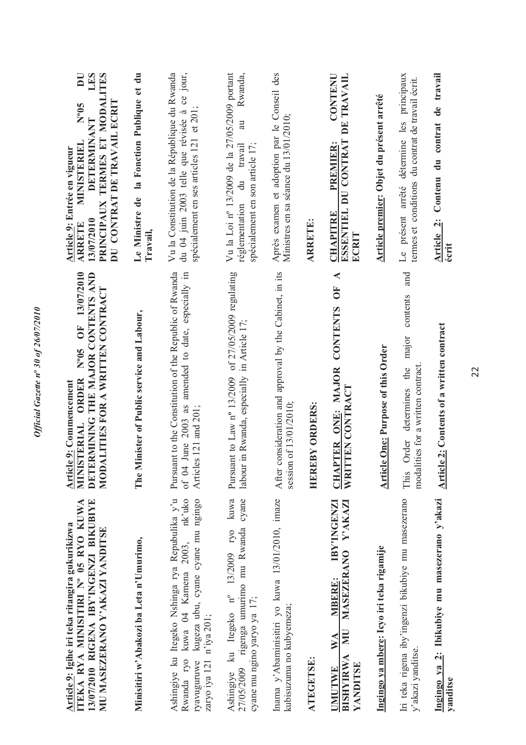**Article 9: Igihe iri teka ritangira gukurikizwa**

**ITEKA RYA MINISITIRI Nº 05 RYO KUWA 13/07/2010 RIGENA IBY'INGENZI BIKUBIYE MU MASEZERANO Y'AKAZI YANDITSE**

**Minisitiri w'Abakozi ba Leta n'Umurimo,**

Ashingiye ku Itegeko Nshinga rya Repubulika y'u Rwanda ryo kuwa 04 Kamena 2003, nk'uko ryavuguruwe kugeza ubu, cyane cyane mu ngingo zaryo iya 121 n'iya 201;

Ashingiye ku Itegeko nº 13/2009 ryo kuwa 27/05/2009 rigenga umurimo mu Rwanda cyane cyane mu ngingo yaryo ya 17;

Inama y'Abaminisitiri yo kuwa 13/01/2010, imaze kubisuzuma no kubyemeza;

**ATEGETSE:**

**UMUTWE WA MBERE: IBY'INGENZI BISHYIRWA MU MASEZERANO Y'AKAZI YANDITSE**

**Ingingo ya mbere: Icyo iri teka rigamije**

Iri teka rigena iby'ingenzi bikubiye mu masezerano y'akazi yanditse.

**Ingingo ya 2: Ibikubiye mu masezerano y'akazi yanditse**

**Article 9: Commencement**

**MINISTERIAL ORDER Nº05 OF 13/07/2010 DETERMINING THE MAJOR CONTENTS AND MODALITIES FOR A WRITTEN CONTRACT**

**The Minister of Public service and Labour,**

Pursuant to the Constitution of the Republic of Rwanda of 04 June 2003 as amended to date, especially in Articles 121 and 201;

Pursuant to Law nº 13/2009 of 27/05/2009 regulating labour in Rwanda, especially in Article 17;

After consideration and approval by the Cabinet, in its session of 13/01/2010;

**HEREBY ORDERS:**

**CHAPTER ONE: MAJOR CONTENTS OF A WRITTEN CONTRACT**

**Article One: Purpose of this Order**

This Order determines the major contents and modalities for a written contract.

**Article 2: Contents of a written contract**

**Article 9: Entrée en vigueur**

**ARRETE MINISTERIEL Nº05 DU 13/07/2010 DETERMINANT LES PRINCIPAUX TERMES ET MODALITES DU CONTRAT DE TRAVAIL ECRIT**

**Le Ministre de la Fonction Publique et du Travail,**

Vu la Constitution de la République du Rwanda du 04 juin 2003 telle que révisée à ce jour, spécialement en ses articles 121 et 201;

Vu la Loi nº 13/2009 de la 27/05/2009 portant réglementation du travail au Rwanda, spécialement en son article 17;

Après examen et adoption par le Conseil des Ministres en sa séance du 13/01/2010;

**ARRETE:**

**CHAPITRE PREMIER: CONTENU ESSENTIEL DU CONTRAT DE TRAVAIL ECRIT**

**Article premier: Objet du présent arrêté**

Le présent arrêté détermine les principaux termes et conditions du contrat de travail écrit.

**Article 2: Contenu du contrat de travail écrit**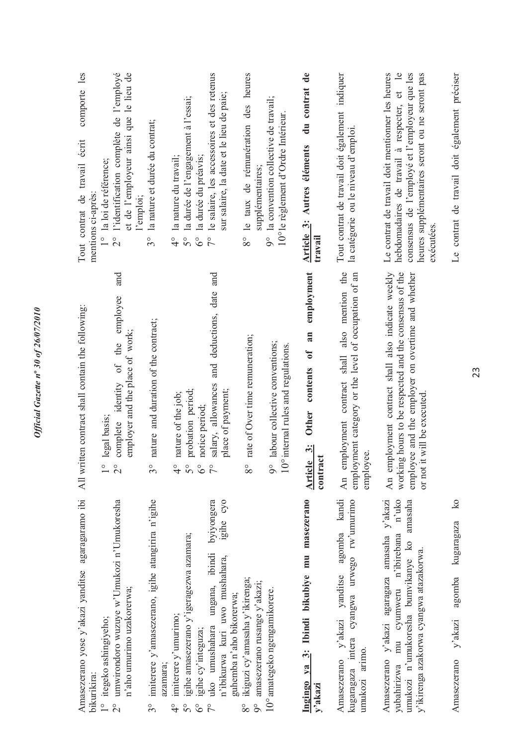Amasezerano yose y'akazi yanditse agaragaramo ibi bikurikira:

1° itegeko ashingiyeho;
2° umwirondoro wuzuye w'Umukozi n'Umukoresha n'aho umurimo uzakorerwa;
3° imiterere y'amasezerano, igihe atangirira n'igihe azamara;
4° imiterere y'umurimo;
5° igihe amasezerano y'igeragezwa azamara;
6° igihe cy'integuza;
7° uko umushahara ungana, ibindi byiyongera n'ibikurwa kuri uwo mushahara, igihe cyo guhemba n'aho bikorerwa;
8° ikiguzi cy'amasaha y'ikirenga;
9° amasezerano rusange y'akazi;
10° amategeko ngengamikorere.

## Ingingo ya 3: Ibindi bikubiye mu masezerano y'akazi

Amasezerano y'akazi yanditse agomba kandi kugaragaza intera cyangwa urwego rw'umurimo umukozi arimo.

Amasezerano y'akazi agaragaza amasaha y'akazi yubahirizwa mu cyumweru n'ibirebana n'uko umukozi n'umukoresha bumvikanye ko amasaha y'ikirenga azakorwa cyangwa atazakorwa.

Amasezerano y'akazi agomba kugaragaza ko

---

All written contract shall contain the following:

1° legal basis;
2° complete identity of the employee and employer and the place of work;
3° nature and duration of the contract;
4° nature of the job;
5° probation period;
6° notice period;
7° salary, allowances and deductions, date and place of payment;
8° rate of Over time remuneration;
9° labour collective conventions;
10° internal rules and regulations.

## Article 3: Other contents of an employment contract

An employment contract shall also mention the employment category or the level of occupation of an employee.

An employment contract shall also indicate weekly working hours to be respected and the consensus of the employee and the employer on overtime and whether or not it will be executed.

---

Tout contrat de travail écrit comporte les mentions ci-après:

1° la loi de référence;
2° l'identification complète de l'employé et de l'employeur ainsi que le lieu de l'emploi;
3° la nature et durée du contrat;
4° la nature du travail;
5° la durée de l'engagement à l'essai;
6° la durée du préavis;
7° le salaire, les accessoires et des retenus sur salaire, la date et le lieu de paie;
8° le taux de rémunération des heures supplémentaires;
9° la convention collective de travail;
10° le règlement d'Ordre Intérieur.

## Article 3: Autres éléments du contrat de travail

Tout contrat de travail doit également indiquer la catégorie ou le niveau d'emploi.

Le contrat de travail doit mentionner les heures hebdomadaires de travail à respecter, et le consensus de l'employé et l'employeur que les heures supplémentaires seront ou ne seront pas exécutées.

Le contrat de travail doit également préciser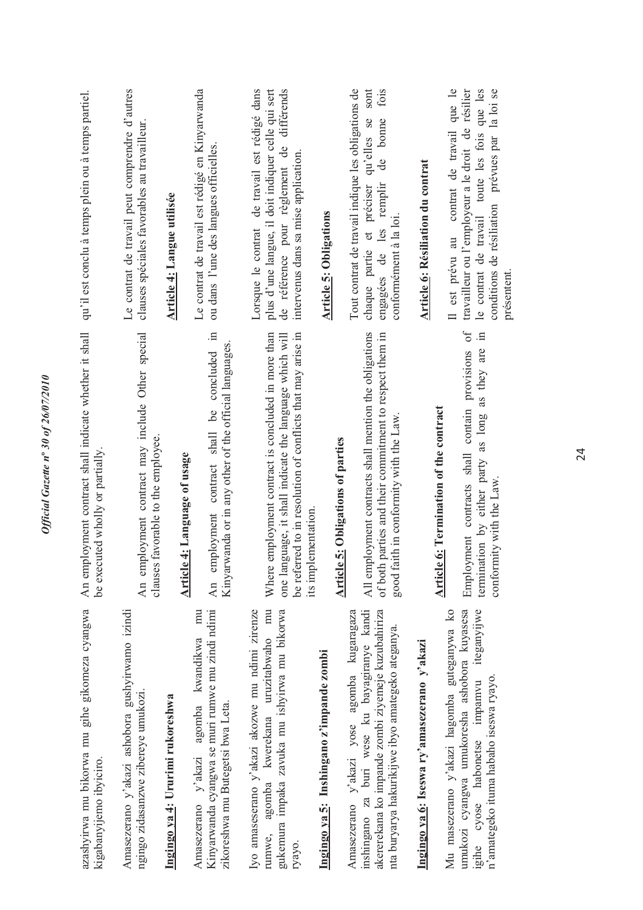azashyirwa mu bikorwa mu gihe gikomeza cyangwa kigabanyijemo ibyiciro.

Amasezerano y'akazi ashobora gushyirwamo izindi ngingo zidasanzwe zibereye umukozi.

**Ingingo ya 4: Ururimi rukoreshwa**

Amasezerano y'akazi agomba kwandikwa mu Kinyarwanda cyangwa se muri rumwe mu zindi ndimi zikoreshwa mu Butegetsi bwa Leta.

Iyo amasezerano y'akazi akozwe mu ndimi zirenze rumwe, agomba kwerekana uruzitabwaho mu gukemura impaka zavuka mu ishyirwa mu bikorwa ryayo.

**Ingingo ya 5: Inshingano z'impande zombi**

Amasezerano y'akazi yose agomba kugaragaza inshingano za buri wese ku bayagiranye kandi akererekana ko impande zombi ziyemeje kuzubahiriza nta buryarya hakurikijwe ibyo amategeko ateganya.

**Ingingo ya 6: Iseswa ry'amasezerano y'akazi**

Mu masezerano y'akazi hagomba guteganywa ko umukozi cyangwa umukoresha ashobora kuyasesa igihe cyose habonetse impamvu iteganyijwe n'amategeko ituma habaho iseswa ryayo.

An employment contract shall indicate whether it shall be executed wholly or partially.

An employment contract may include Other special clauses favorable to the employee.

**Article 4: Language of usage**

An employment contract shall be concluded in Kinyarwanda or in any other of the official languages.

Where employment contract is concluded in more than one language, it shall indicate the language which will be referred to in resolution of conflicts that may arise in its implementation.

**Article 5: Obligations of parties**

All employment contracts shall mention the obligations of both parties and their commitment to respect them in good faith in conformity with the Law.

**Article 6: Termination of the contract**

Employment contracts shall contain provisions of termination by either party as long as they are in conformity with the Law.

qu'il est conclu à temps plein ou à temps partiel.

Le contrat de travail peut comprendre d'autres clauses spéciales favorables au travailleur.

**Article 4: Langue utilisée**

Le contrat de travail est rédigé en Kinyarwanda ou dans l'une des langues officielles.

Lorsque le contrat de travail est rédigé dans plus d'une langue, il doit indiquer celle qui sert de référence pour règlement de différends intervenus dans sa mise application.

**Article 5: Obligations**

Tout contrat de travail indique les obligations de chaque partie et préciser qu'elles se sont engagées de les remplir de bonne fois conformément à la loi.

**Article 6: Résiliation du contrat**

Il est prévu au contrat de travail que le travailleur ou l'employeur a le droit de résilier le contrat de travail toute les fois que les conditions de résiliation prévues par la loi se présentent.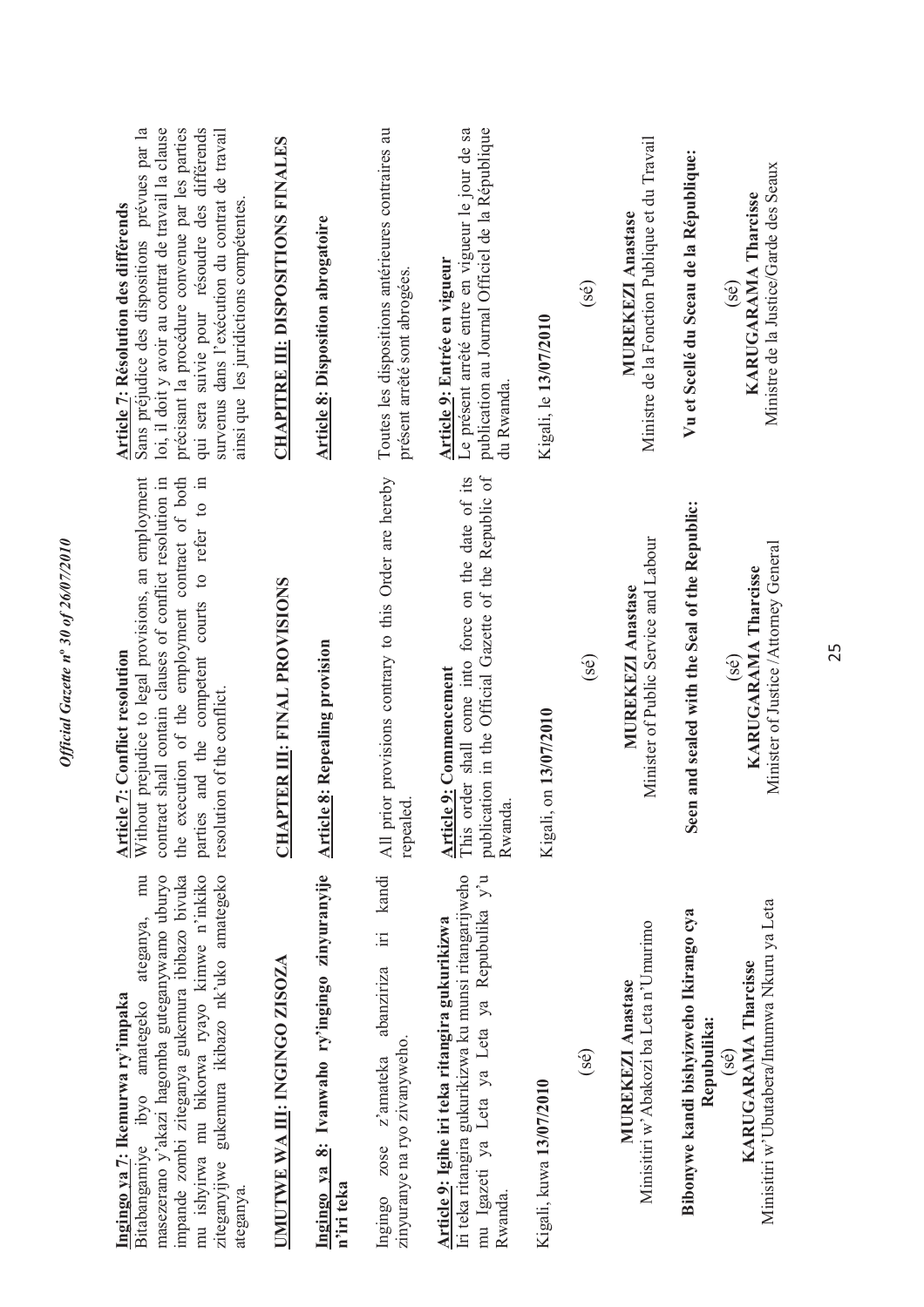**Ingingo ya 7: Ikemurwa ry'impaka**

Bitabangamiye ibyo amategeko ateganya, mu masezerano y'akazi hagomba guteganywamo uburyo impande zombi ziteganya gukemura ibibazo bivuka mu ishyirwa mu bikorwa ryayo kimwe n'inkiko ziteganyijwe gukemura ikibazo nk'uko amategeko ateganya.

**UMUTWE WA III: INGINGO ZISOZA**

**Ingingo ya 8: Ivanwaho ry'ingingo zinyuranyije n'iri teka**

Ingingo zose z'amateka abanziriza iri kandi zinyuranye na ryo zivanyweho.

**Article 9: Igihe iri teka ritangira gukurikizwa**

Iri teka ritangira gukurikizwa ku munsi ritangarijweho mu Igazeti ya Leta ya Repubulika y'u Rwanda.

Kigali, kuwa **13/07/2010**

(sé)

**MUREKEZI Anastase**
Minisitiri w'Abakozi ba Leta n'Umurimo

**Bibonywe kandi bishyizweho Ikirango cya Repubulika:**

(sé)
**KARUGARAMA Tharcisse**
Minisitiri w'Ubutabera/Intumwa Nkuru ya Leta

**Article 7: Conflict resolution**

Without prejudice to legal provisions, an employment contract shall contain clauses of conflict resolution in the execution of the employment contract of both parties and the competent courts to refer to in resolution of the conflict.

**CHAPTER III: FINAL PROVISIONS**

**Article 8: Repealing provision**

All prior provisions contrary to this Order are hereby repealed.

**Article 9: Commencement**

This order shall come into force on the date of its publication in the Official Gazette of the Republic of Rwanda.

Kigali, on **13/07/2010**

(sé)

**MUREKEZI Anastase**
Minister of Public Service and Labour

**Seen and sealed with the Seal of the Republic:**

(sé)
**KARUGARAMA Tharcisse**
Minister of Justice /Attorney General

**Article 7: Résolution des différends**

Sans préjudice des dispositions prévues par la loi, il doit y avoir au contrat de travail la clause précisant la procédure convenue par les parties qui sera suivie pour résoudre des différends survenus dans l'exécution du contrat de travail ainsi que les juridictions compétentes.

**CHAPITRE III: DISPOSITIONS FINALES**

**Article 8: Disposition abrogatoire**

Toutes les dispositions antérieures contraires au présent arrêté sont abrogées.

**Article 9: Entrée en vigueur**

Le présent arrêté entre en vigueur le jour de sa publication au Journal Officiel de la République du Rwanda.

Kigali, le **13/07/2010**

(sé)

**MUREKEZI Anastase**
Ministre de la Fonction Publique et du Travail

**Vu et Scellé du Sceau de la République:**

(sé)
**KARUGARAMA Tharcisse**
Ministre de la Justice/Garde des Seaux